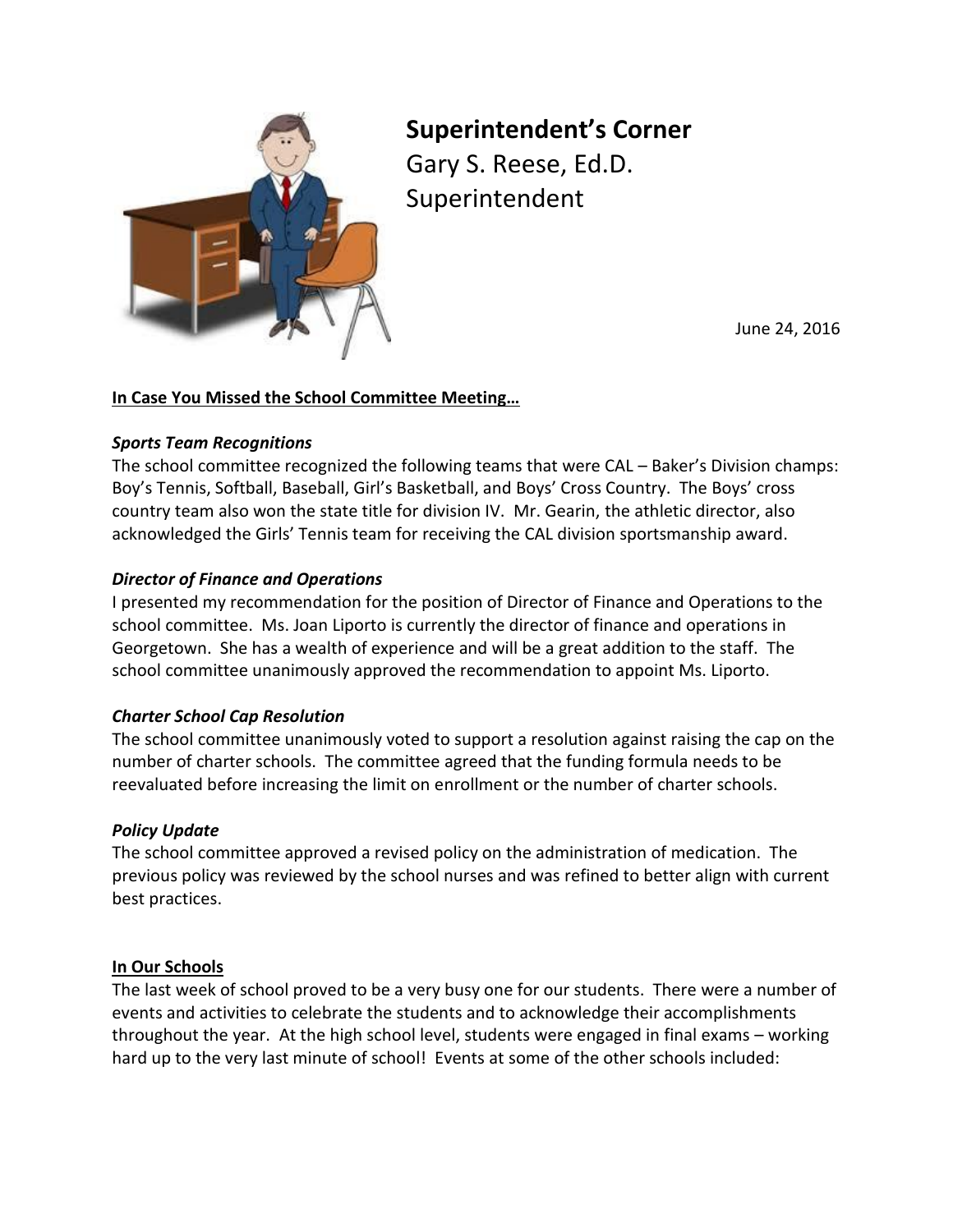# Superintendent's Corner

Gary S. Reese, Ed.D.
Superintendent

June 24, 2016

**In Case You Missed the School Committee Meeting…**

***Sports Team Recognitions***

The school committee recognized the following teams that were CAL – Baker's Division champs: Boy's Tennis, Softball, Baseball, Girl's Basketball, and Boys' Cross Country. The Boys' cross country team also won the state title for division IV. Mr. Gearin, the athletic director, also acknowledged the Girls' Tennis team for receiving the CAL division sportsmanship award.

***Director of Finance and Operations***

I presented my recommendation for the position of Director of Finance and Operations to the school committee. Ms. Joan Liporto is currently the director of finance and operations in Georgetown. She has a wealth of experience and will be a great addition to the staff. The school committee unanimously approved the recommendation to appoint Ms. Liporto.

***Charter School Cap Resolution***

The school committee unanimously voted to support a resolution against raising the cap on the number of charter schools. The committee agreed that the funding formula needs to be reevaluated before increasing the limit on enrollment or the number of charter schools.

***Policy Update***

The school committee approved a revised policy on the administration of medication. The previous policy was reviewed by the school nurses and was refined to better align with current best practices.

**In Our Schools**

The last week of school proved to be a very busy one for our students. There were a number of events and activities to celebrate the students and to acknowledge their accomplishments throughout the year. At the high school level, students were engaged in final exams – working hard up to the very last minute of school! Events at some of the other schools included: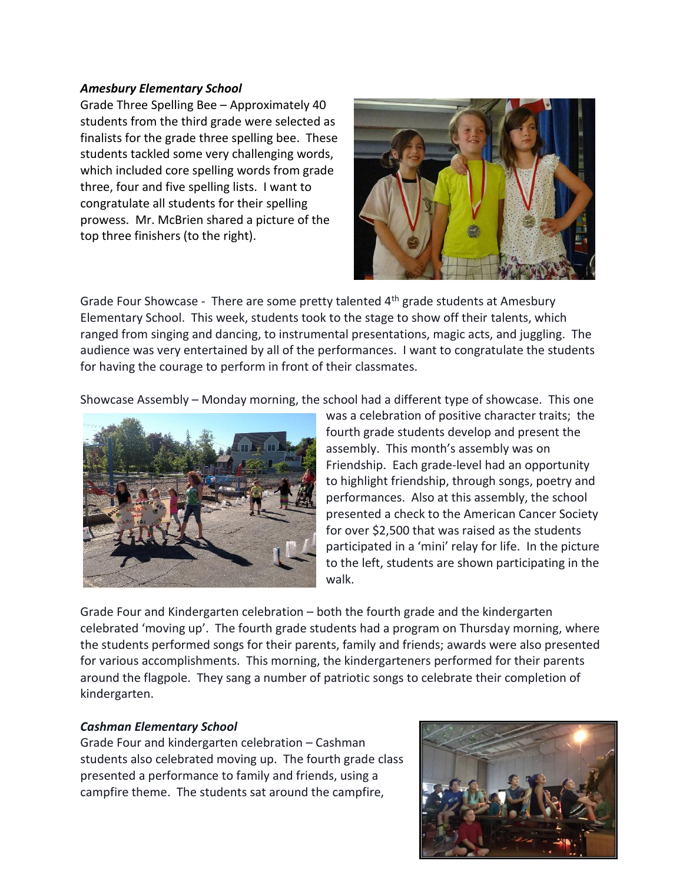***Amesbury Elementary School***

Grade Three Spelling Bee – Approximately 40 students from the third grade were selected as finalists for the grade three spelling bee. These students tackled some very challenging words, which included core spelling words from grade three, four and five spelling lists. I want to congratulate all students for their spelling prowess. Mr. McBrien shared a picture of the top three finishers (to the right).

Grade Four Showcase - There are some pretty talented 4th grade students at Amesbury Elementary School. This week, students took to the stage to show off their talents, which ranged from singing and dancing, to instrumental presentations, magic acts, and juggling. The audience was very entertained by all of the performances. I want to congratulate the students for having the courage to perform in front of their classmates.

Showcase Assembly – Monday morning, the school had a different type of showcase. This one was a celebration of positive character traits; the fourth grade students develop and present the assembly. This month's assembly was on Friendship. Each grade-level had an opportunity to highlight friendship, through songs, poetry and performances. Also at this assembly, the school presented a check to the American Cancer Society for over $2,500 that was raised as the students participated in a 'mini' relay for life. In the picture to the left, students are shown participating in the walk.

Grade Four and Kindergarten celebration – both the fourth grade and the kindergarten celebrated 'moving up'. The fourth grade students had a program on Thursday morning, where the students performed songs for their parents, family and friends; awards were also presented for various accomplishments. This morning, the kindergarteners performed for their parents around the flagpole. They sang a number of patriotic songs to celebrate their completion of kindergarten.

***Cashman Elementary School***

Grade Four and kindergarten celebration – Cashman students also celebrated moving up. The fourth grade class presented a performance to family and friends, using a campfire theme. The students sat around the campfire,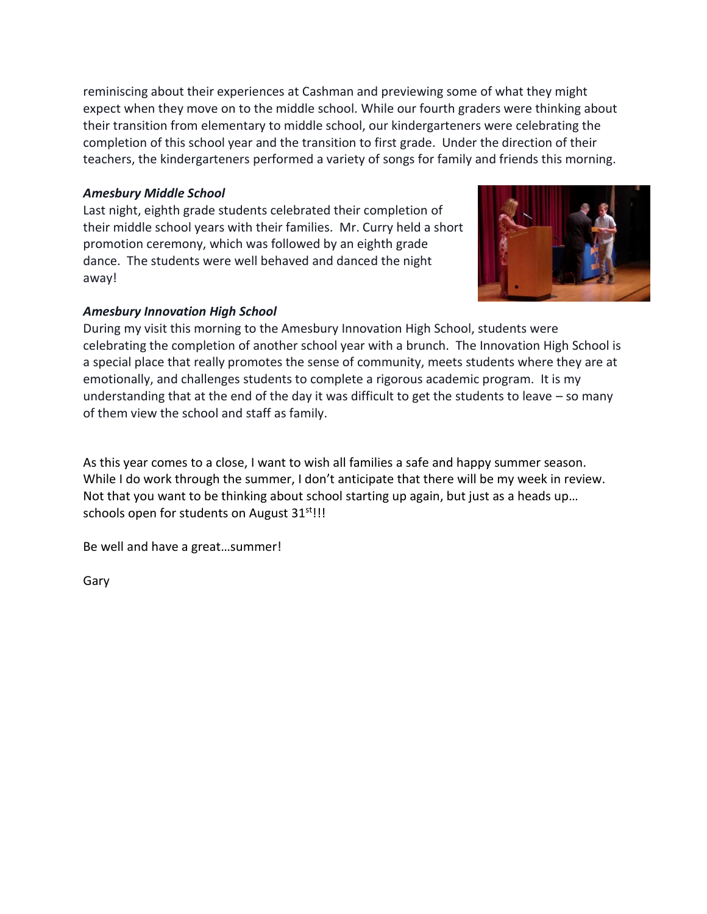reminiscing about their experiences at Cashman and previewing some of what they might expect when they move on to the middle school. While our fourth graders were thinking about their transition from elementary to middle school, our kindergarteners were celebrating the completion of this school year and the transition to first grade. Under the direction of their teachers, the kindergarteners performed a variety of songs for family and friends this morning.

***Amesbury Middle School***

Last night, eighth grade students celebrated their completion of their middle school years with their families. Mr. Curry held a short promotion ceremony, which was followed by an eighth grade dance. The students were well behaved and danced the night away!

***Amesbury Innovation High School***

During my visit this morning to the Amesbury Innovation High School, students were celebrating the completion of another school year with a brunch. The Innovation High School is a special place that really promotes the sense of community, meets students where they are at emotionally, and challenges students to complete a rigorous academic program. It is my understanding that at the end of the day it was difficult to get the students to leave – so many of them view the school and staff as family.

As this year comes to a close, I want to wish all families a safe and happy summer season. While I do work through the summer, I don't anticipate that there will be my week in review. Not that you want to be thinking about school starting up again, but just as a heads up… schools open for students on August 31st!!!

Be well and have a great…summer!

Gary